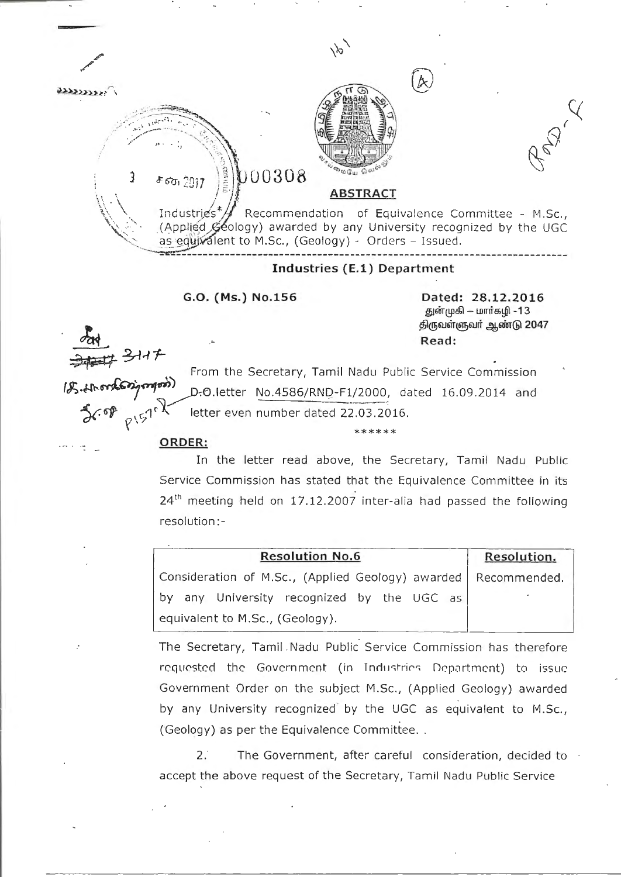## ABSTRACT

Industries – Recommendation of Equivalence Committee - M.Sc., (Applied Geology) awarded by any University recognized by the UGC as equivalent to M.Sc., (Geology) - Orders – Issued.

---

### Industries (E.1) Department

**G.O. (Ms.) No.156**

**Dated: 28.12.2016**
துன்முகி – மார்கழி -13
திருவள்ளுவர் ஆண்டு 2047

**Read:**

From the Secretary, Tamil Nadu Public Service Commission D.O.letter No.4586/RND-F1/2000, dated 16.09.2014 and letter even number dated 22.03.2016.

\*\*\*\*\*\*

**ORDER:**

In the letter read above, the Secretary, Tamil Nadu Public Service Commission has stated that the Equivalence Committee in its 24th meeting held on 17.12.2007 inter-alia had passed the following resolution:-

| Resolution No.6 | Resolution. |
|---|---|
| Consideration of M.Sc., (Applied Geology) awarded by any University recognized by the UGC as equivalent to M.Sc., (Geology). | Recommended. |

The Secretary, Tamil Nadu Public Service Commission has therefore requested the Government (in Industries Department) to issue Government Order on the subject M.Sc., (Applied Geology) awarded by any University recognized by the UGC as equivalent to M.Sc., (Geology) as per the Equivalence Committee.

2. The Government, after careful consideration, decided to accept the above request of the Secretary, Tamil Nadu Public Service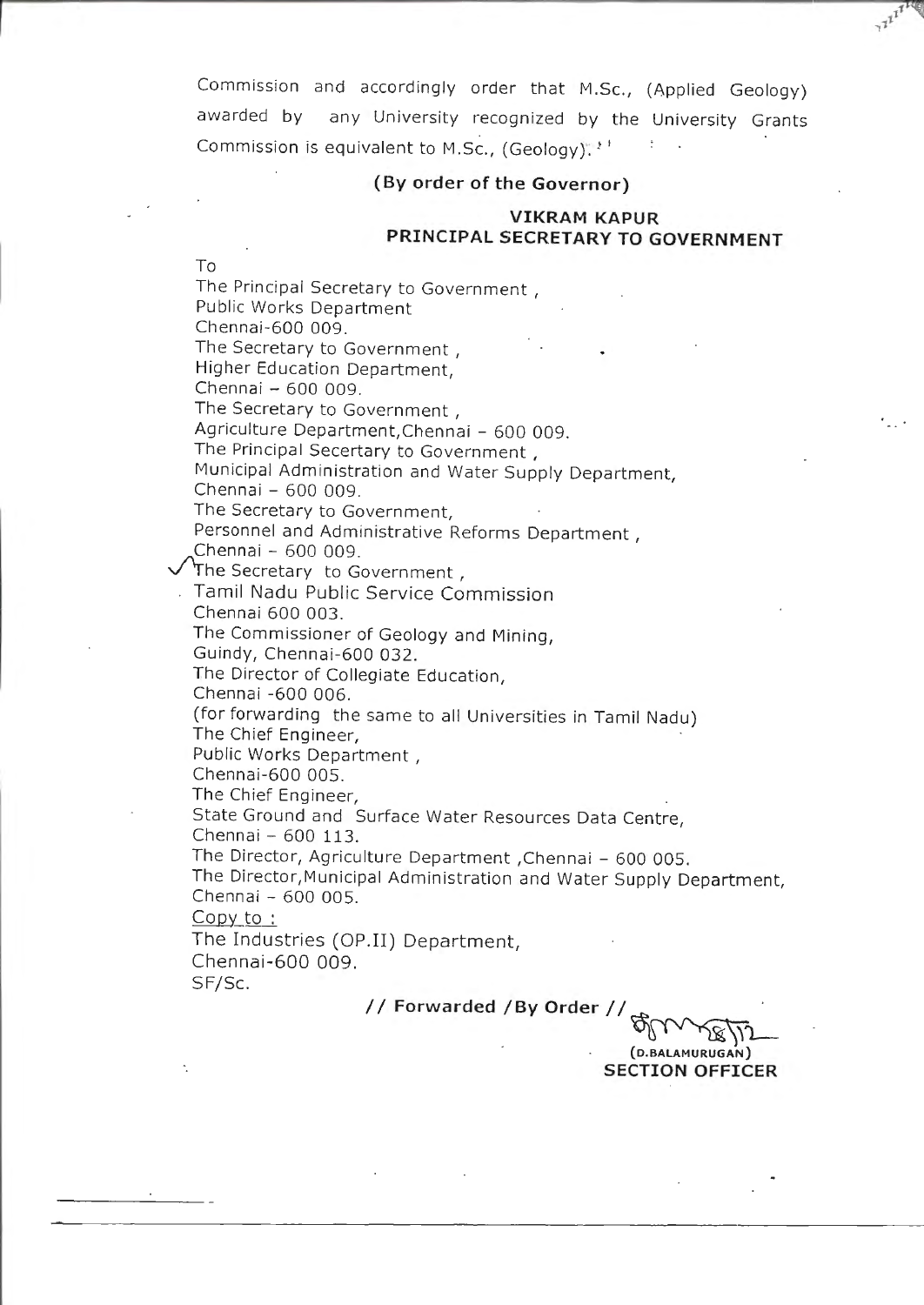Commission and accordingly order that M.Sc., (Applied Geology) awarded by any University recognized by the University Grants Commission is equivalent to M.Sc., (Geology)."

**(By order of the Governor)**

**VIKRAM KAPUR**
**PRINCIPAL SECRETARY TO GOVERNMENT**

To

The Principal Secretary to Government,
Public Works Department
Chennai-600 009.

The Secretary to Government,
Higher Education Department,
Chennai – 600 009.

The Secretary to Government,
Agriculture Department,Chennai – 600 009.

The Principal Secertary to Government,
Municipal Administration and Water Supply Department,
Chennai – 600 009.

The Secretary to Government,
Personnel and Administrative Reforms Department,
Chennai – 600 009.

The Secretary to Government,
Tamil Nadu Public Service Commission
Chennai 600 003.

The Commissioner of Geology and Mining,
Guindy, Chennai-600 032.

The Director of Collegiate Education,
Chennai -600 006.
(for forwarding the same to all Universities in Tamil Nadu)

The Chief Engineer,
Public Works Department,
Chennai-600 005.

The Chief Engineer,
State Ground and Surface Water Resources Data Centre,
Chennai – 600 113.

The Director, Agriculture Department ,Chennai – 600 005.

The Director,Municipal Administration and Water Supply Department,
Chennai – 600 005.

Copy to :

The Industries (OP.II) Department,
Chennai-600 009.

SF/Sc.

**// Forwarded /By Order //**

(D.BALAMURUGAN)
**SECTION OFFICER**